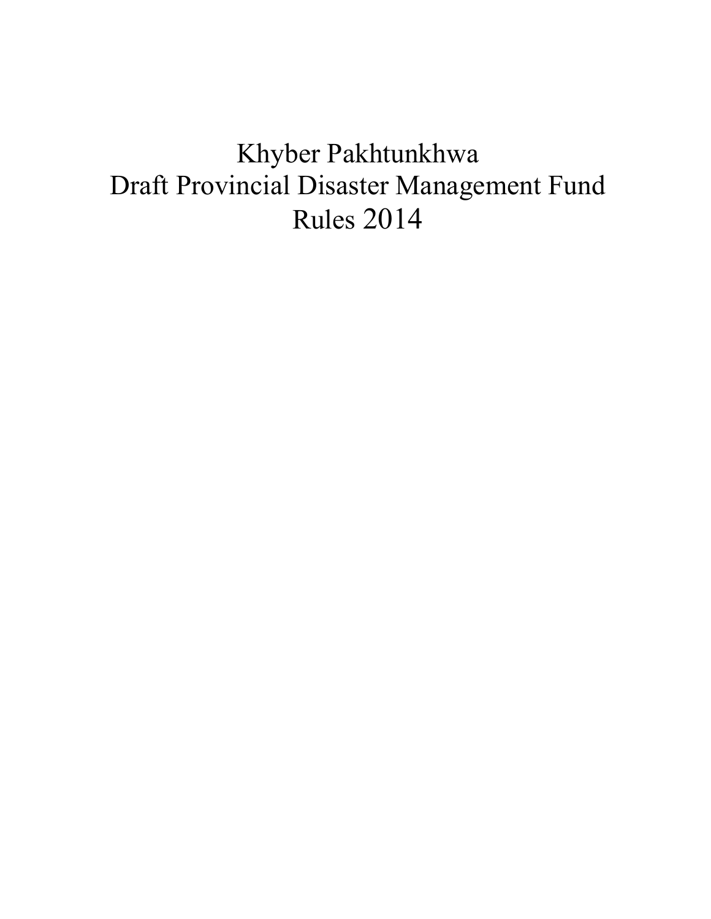# Khyber Pakhtunkhwa
# Draft Provincial Disaster Management Fund
# Rules 2014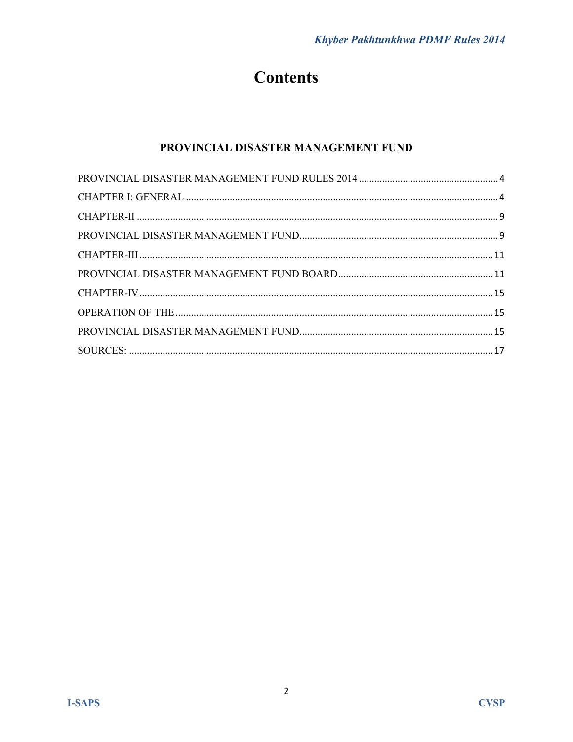# Contents

## PROVINCIAL DISASTER MANAGEMENT FUND

PROVINCIAL DISASTER MANAGEMENT FUND RULES 2014 ........ 4

CHAPTER I: GENERAL ........ 4

CHAPTER-II ........ 9

PROVINCIAL DISASTER MANAGEMENT FUND ........ 9

CHAPTER-III ........ 11

PROVINCIAL DISASTER MANAGEMENT FUND BOARD ........ 11

CHAPTER-IV ........ 15

OPERATION OF THE ........ 15

PROVINCIAL DISASTER MANAGEMENT FUND ........ 15

SOURCES: ........ 17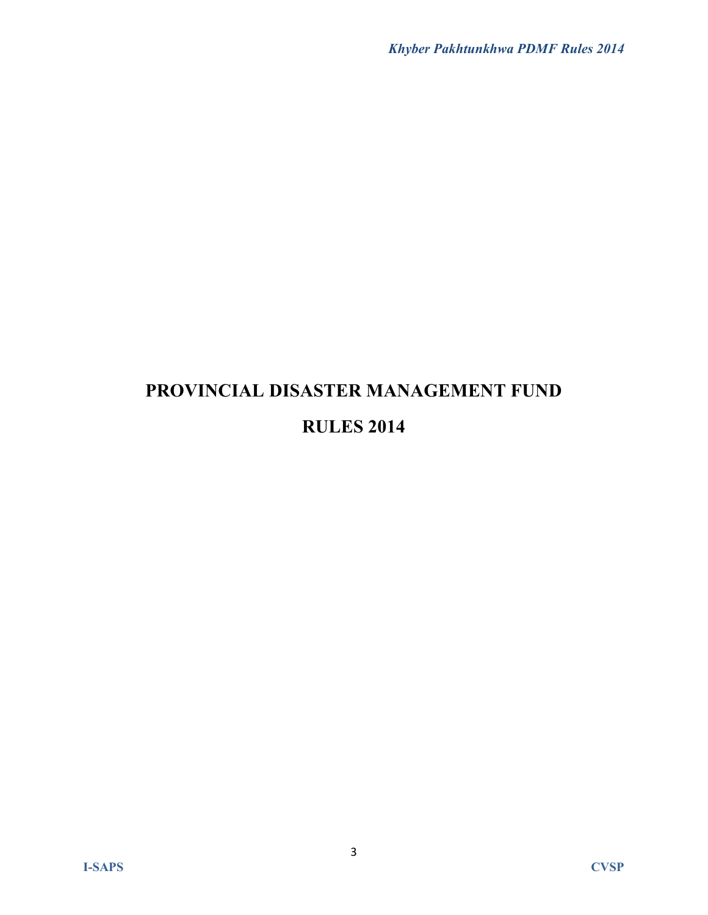# PROVINCIAL DISASTER MANAGEMENT FUND

# RULES 2014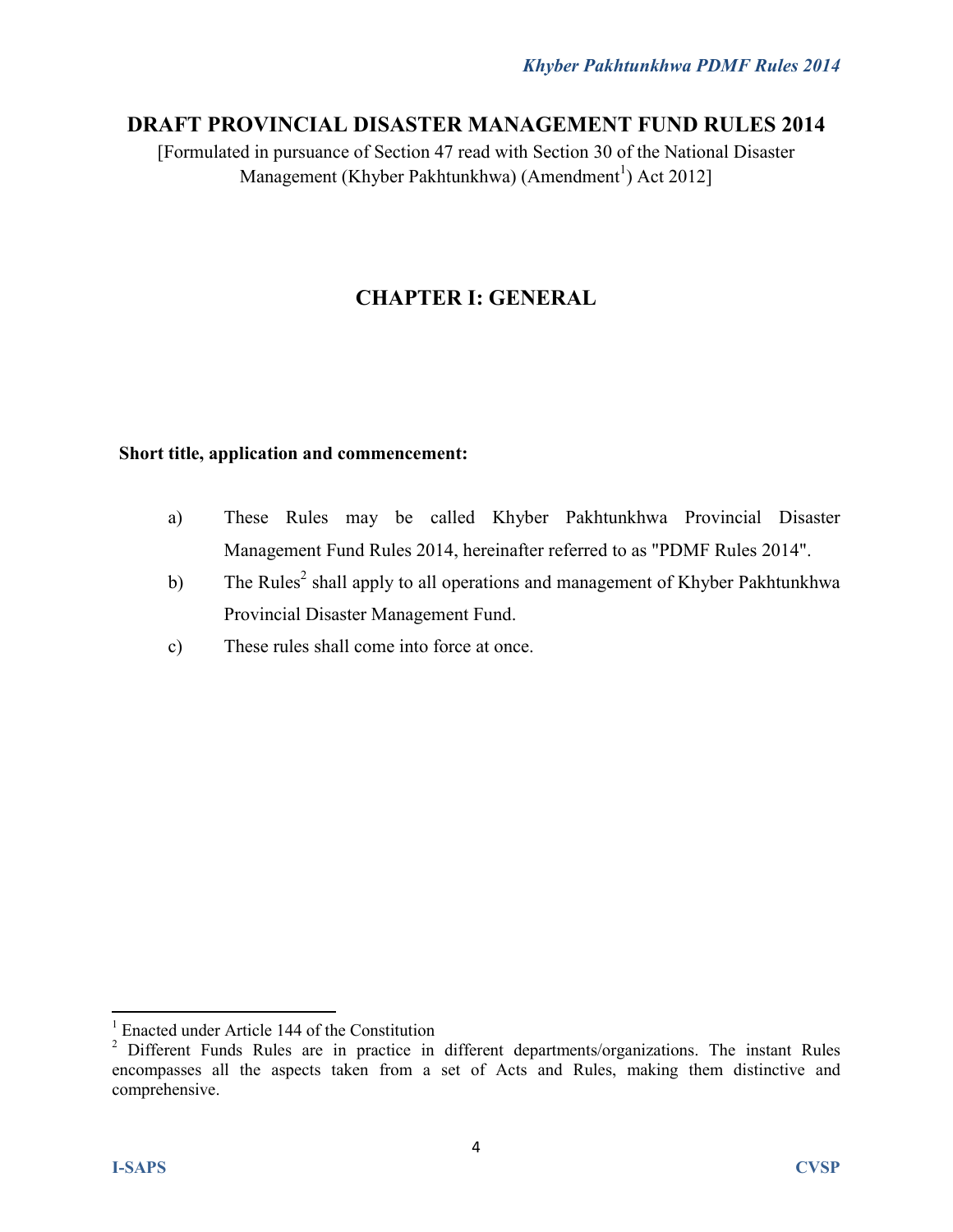# DRAFT PROVINCIAL DISASTER MANAGEMENT FUND RULES 2014

[Formulated in pursuance of Section 47 read with Section 30 of the National Disaster Management (Khyber Pakhtunkhwa) (Amendment[1]) Act 2012]

## CHAPTER I: GENERAL

**Short title, application and commencement:**

a) These Rules may be called Khyber Pakhtunkhwa Provincial Disaster Management Fund Rules 2014, hereinafter referred to as "PDMF Rules 2014".

b) The Rules[2] shall apply to all operations and management of Khyber Pakhtunkhwa Provincial Disaster Management Fund.

c) These rules shall come into force at once.

---

[1] Enacted under Article 144 of the Constitution

[2] Different Funds Rules are in practice in different departments/organizations. The instant Rules encompasses all the aspects taken from a set of Acts and Rules, making them distinctive and comprehensive.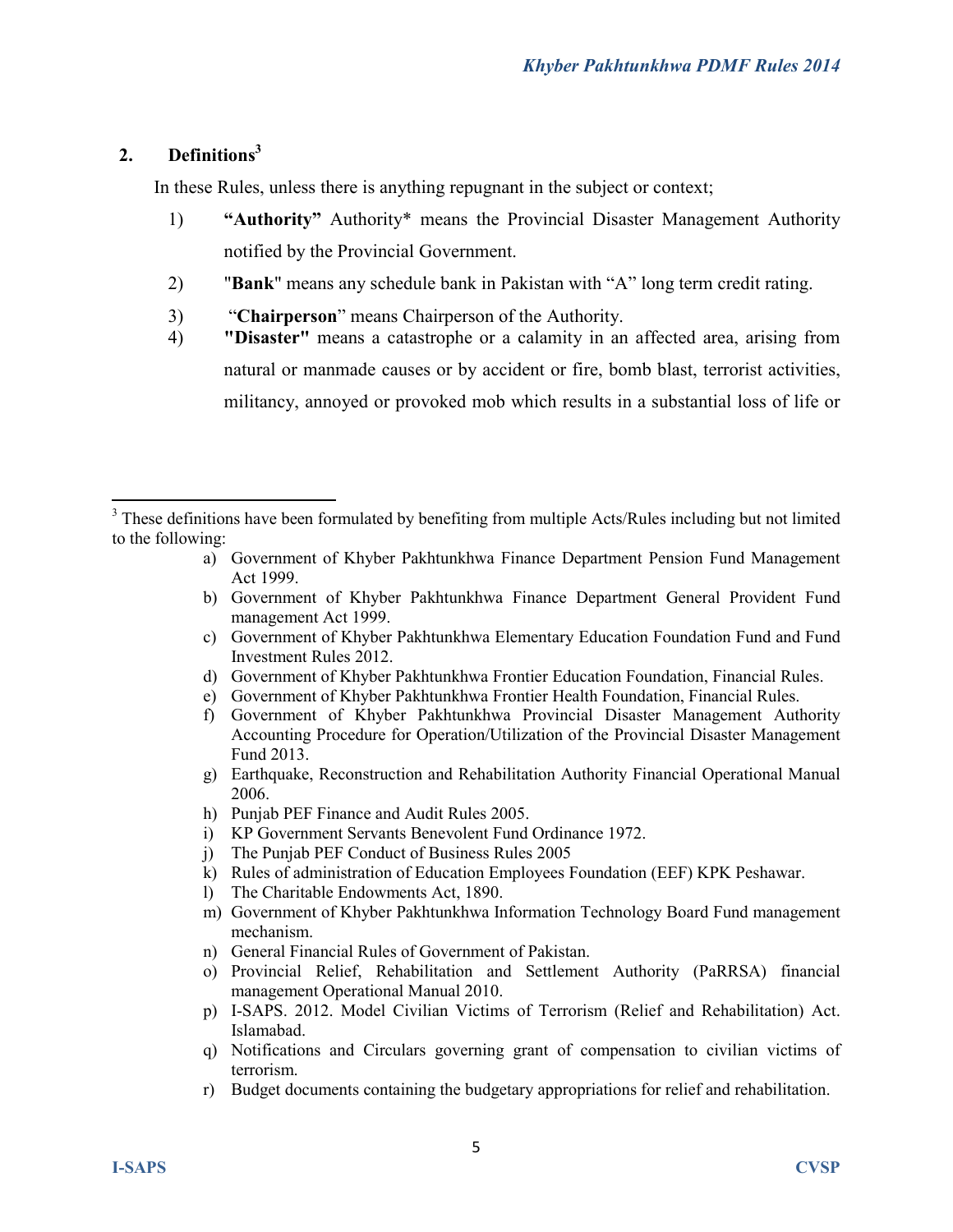## 2. Definitions[3]

In these Rules, unless there is anything repugnant in the subject or context;

1) **"Authority"** Authority* means the Provincial Disaster Management Authority notified by the Provincial Government.
2) "**Bank**" means any schedule bank in Pakistan with "A" long term credit rating.
3) "**Chairperson**" means Chairperson of the Authority.
4) **"Disaster"** means a catastrophe or a calamity in an affected area, arising from natural or manmade causes or by accident or fire, bomb blast, terrorist activities, militancy, annoyed or provoked mob which results in a substantial loss of life or

---

[3] These definitions have been formulated by benefiting from multiple Acts/Rules including but not limited to the following:

a) Government of Khyber Pakhtunkhwa Finance Department Pension Fund Management Act 1999.
b) Government of Khyber Pakhtunkhwa Finance Department General Provident Fund management Act 1999.
c) Government of Khyber Pakhtunkhwa Elementary Education Foundation Fund and Fund Investment Rules 2012.
d) Government of Khyber Pakhtunkhwa Frontier Education Foundation, Financial Rules.
e) Government of Khyber Pakhtunkhwa Frontier Health Foundation, Financial Rules.
f) Government of Khyber Pakhtunkhwa Provincial Disaster Management Authority Accounting Procedure for Operation/Utilization of the Provincial Disaster Management Fund 2013.
g) Earthquake, Reconstruction and Rehabilitation Authority Financial Operational Manual 2006.
h) Punjab PEF Finance and Audit Rules 2005.
i) KP Government Servants Benevolent Fund Ordinance 1972.
j) The Punjab PEF Conduct of Business Rules 2005
k) Rules of administration of Education Employees Foundation (EEF) KPK Peshawar.
l) The Charitable Endowments Act, 1890.
m) Government of Khyber Pakhtunkhwa Information Technology Board Fund management mechanism.
n) General Financial Rules of Government of Pakistan.
o) Provincial Relief, Rehabilitation and Settlement Authority (PaRRSA) financial management Operational Manual 2010.
p) I-SAPS. 2012. Model Civilian Victims of Terrorism (Relief and Rehabilitation) Act. Islamabad.
q) Notifications and Circulars governing grant of compensation to civilian victims of terrorism.
r) Budget documents containing the budgetary appropriations for relief and rehabilitation.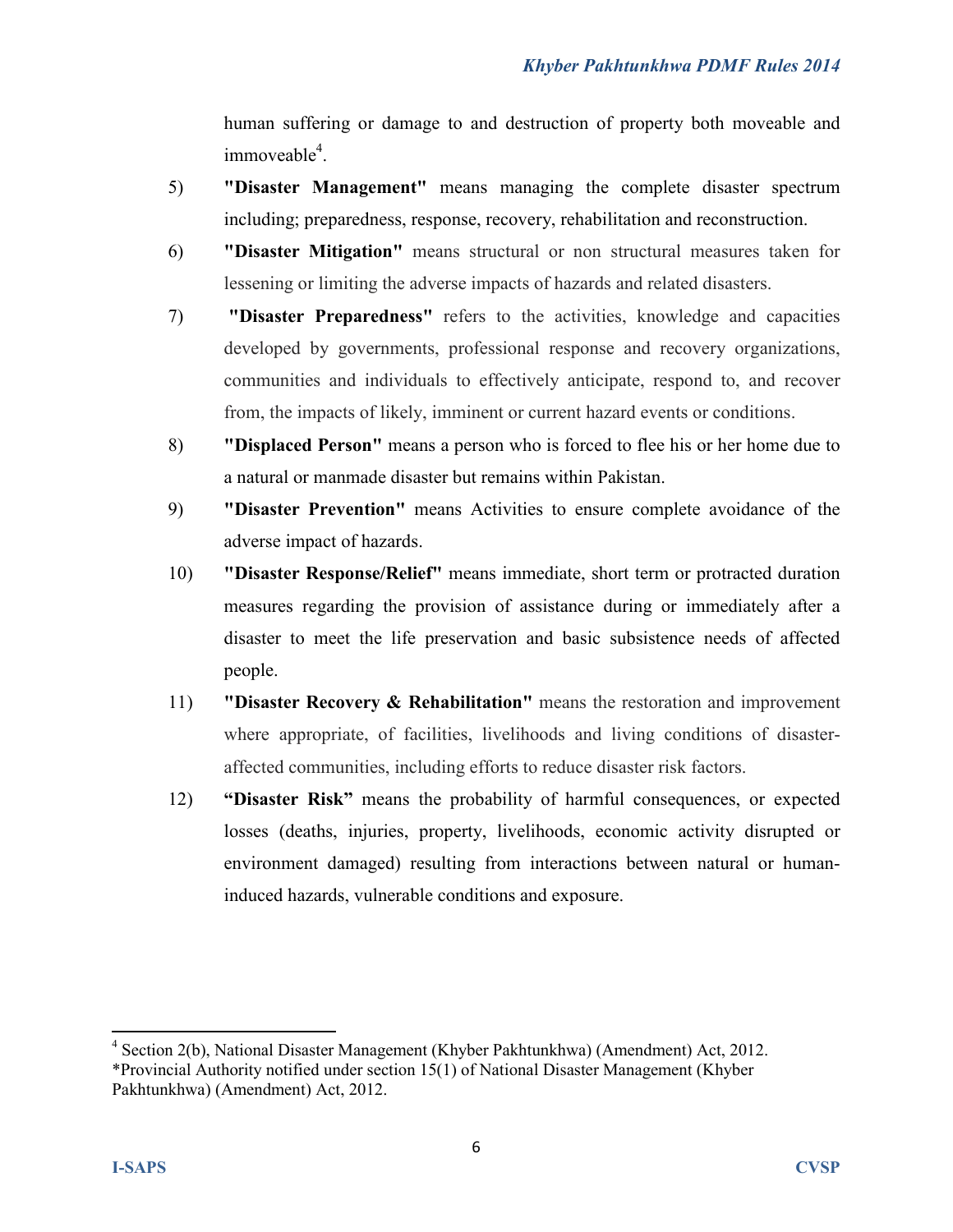human suffering or damage to and destruction of property both moveable and immoveable[4].

5) **"Disaster Management"** means managing the complete disaster spectrum including; preparedness, response, recovery, rehabilitation and reconstruction.

6) **"Disaster Mitigation"** means structural or non structural measures taken for lessening or limiting the adverse impacts of hazards and related disasters.

7) **"Disaster Preparedness"** refers to the activities, knowledge and capacities developed by governments, professional response and recovery organizations, communities and individuals to effectively anticipate, respond to, and recover from, the impacts of likely, imminent or current hazard events or conditions.

8) **"Displaced Person"** means a person who is forced to flee his or her home due to a natural or manmade disaster but remains within Pakistan.

9) **"Disaster Prevention"** means Activities to ensure complete avoidance of the adverse impact of hazards.

10) **"Disaster Response/Relief"** means immediate, short term or protracted duration measures regarding the provision of assistance during or immediately after a disaster to meet the life preservation and basic subsistence needs of affected people.

11) **"Disaster Recovery & Rehabilitation"** means the restoration and improvement where appropriate, of facilities, livelihoods and living conditions of disaster-affected communities, including efforts to reduce disaster risk factors.

12) **"Disaster Risk"** means the probability of harmful consequences, or expected losses (deaths, injuries, property, livelihoods, economic activity disrupted or environment damaged) resulting from interactions between natural or human-induced hazards, vulnerable conditions and exposure.

---

[4] Section 2(b), National Disaster Management (Khyber Pakhtunkhwa) (Amendment) Act, 2012.
*Provincial Authority notified under section 15(1) of National Disaster Management (Khyber Pakhtunkhwa) (Amendment) Act, 2012.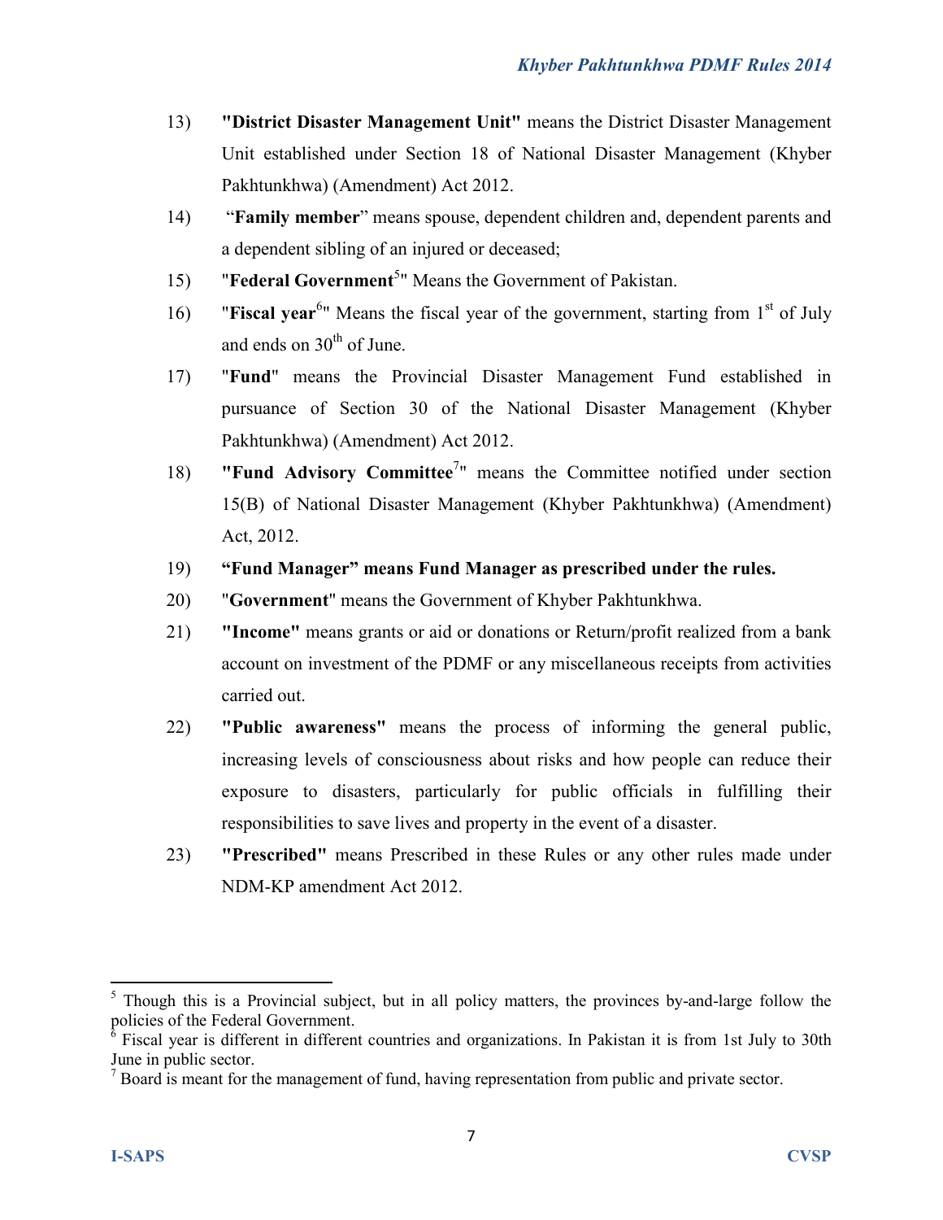13) **"District Disaster Management Unit"** means the District Disaster Management Unit established under Section 18 of National Disaster Management (Khyber Pakhtunkhwa) (Amendment) Act 2012.

14) "**Family member**" means spouse, dependent children and, dependent parents and a dependent sibling of an injured or deceased;

15) "**Federal Government**[5]" Means the Government of Pakistan.

16) "**Fiscal year**[6]" Means the fiscal year of the government, starting from 1st of July and ends on 30th of June.

17) "**Fund**" means the Provincial Disaster Management Fund established in pursuance of Section 30 of the National Disaster Management (Khyber Pakhtunkhwa) (Amendment) Act 2012.

18) **"Fund Advisory Committee**[7]" means the Committee notified under section 15(B) of National Disaster Management (Khyber Pakhtunkhwa) (Amendment) Act, 2012.

19) **"Fund Manager" means Fund Manager as prescribed under the rules.**

20) "**Government**" means the Government of Khyber Pakhtunkhwa.

21) **"Income"** means grants or aid or donations or Return/profit realized from a bank account on investment of the PDMF or any miscellaneous receipts from activities carried out.

22) **"Public awareness"** means the process of informing the general public, increasing levels of consciousness about risks and how people can reduce their exposure to disasters, particularly for public officials in fulfilling their responsibilities to save lives and property in the event of a disaster.

23) **"Prescribed"** means Prescribed in these Rules or any other rules made under NDM-KP amendment Act 2012.

---

[5] Though this is a Provincial subject, but in all policy matters, the provinces by-and-large follow the policies of the Federal Government.

[6] Fiscal year is different in different countries and organizations. In Pakistan it is from 1st July to 30th June in public sector.

[7] Board is meant for the management of fund, having representation from public and private sector.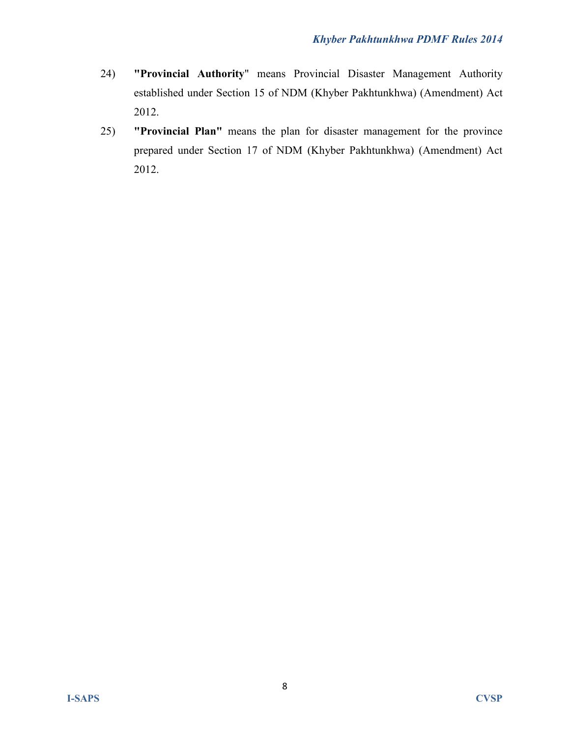24) **"Provincial Authority"** means Provincial Disaster Management Authority established under Section 15 of NDM (Khyber Pakhtunkhwa) (Amendment) Act 2012.

25) **"Provincial Plan"** means the plan for disaster management for the province prepared under Section 17 of NDM (Khyber Pakhtunkhwa) (Amendment) Act 2012.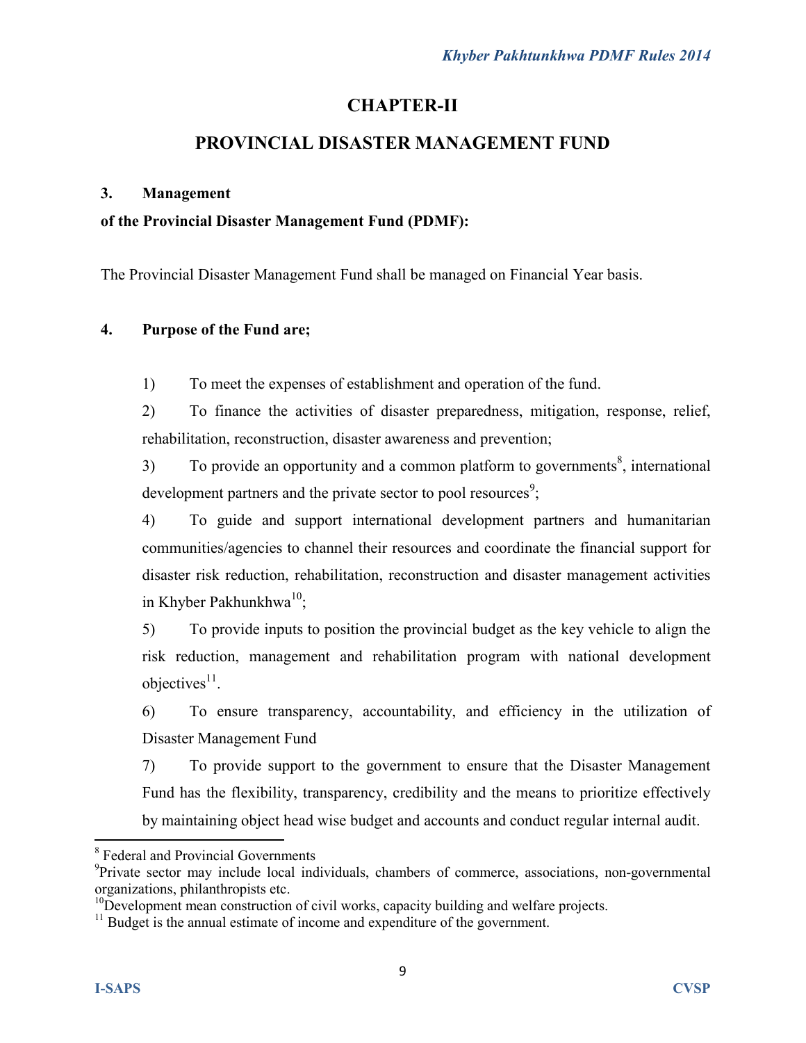# CHAPTER-II

## PROVINCIAL DISASTER MANAGEMENT FUND

**3. Management**

**of the Provincial Disaster Management Fund (PDMF):**

The Provincial Disaster Management Fund shall be managed on Financial Year basis.

**4. Purpose of the Fund are;**

1) To meet the expenses of establishment and operation of the fund.

2) To finance the activities of disaster preparedness, mitigation, response, relief, rehabilitation, reconstruction, disaster awareness and prevention;

3) To provide an opportunity and a common platform to governments[8], international development partners and the private sector to pool resources[9];

4) To guide and support international development partners and humanitarian communities/agencies to channel their resources and coordinate the financial support for disaster risk reduction, rehabilitation, reconstruction and disaster management activities in Khyber Pakhunkhwa[10];

5) To provide inputs to position the provincial budget as the key vehicle to align the risk reduction, management and rehabilitation program with national development objectives[11].

6) To ensure transparency, accountability, and efficiency in the utilization of Disaster Management Fund

7) To provide support to the government to ensure that the Disaster Management Fund has the flexibility, transparency, credibility and the means to prioritize effectively by maintaining object head wise budget and accounts and conduct regular internal audit.

---

[8] Federal and Provincial Governments

[9] Private sector may include local individuals, chambers of commerce, associations, non-governmental organizations, philanthropists etc.

[10] Development mean construction of civil works, capacity building and welfare projects.

[11] Budget is the annual estimate of income and expenditure of the government.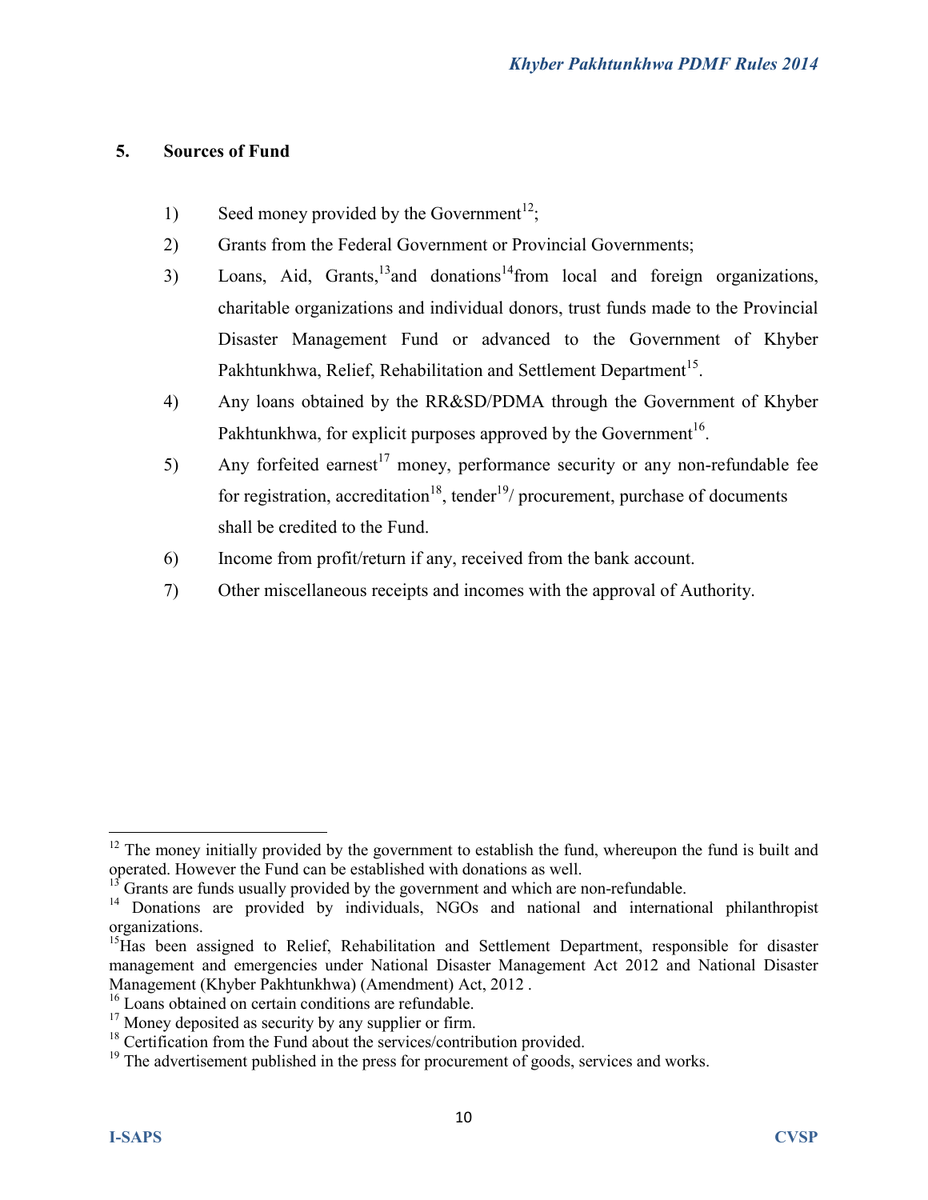## 5. Sources of Fund

1) Seed money provided by the Government[12];
2) Grants from the Federal Government or Provincial Governments;
3) Loans, Aid, Grants,[13] and donations[14] from local and foreign organizations, charitable organizations and individual donors, trust funds made to the Provincial Disaster Management Fund or advanced to the Government of Khyber Pakhtunkhwa, Relief, Rehabilitation and Settlement Department[15].
4) Any loans obtained by the RR&SD/PDMA through the Government of Khyber Pakhtunkhwa, for explicit purposes approved by the Government[16].
5) Any forfeited earnest[17] money, performance security or any non-refundable fee for registration, accreditation[18], tender[19]/ procurement, purchase of documents shall be credited to the Fund.
6) Income from profit/return if any, received from the bank account.
7) Other miscellaneous receipts and incomes with the approval of Authority.

---

[12] The money initially provided by the government to establish the fund, whereupon the fund is built and operated. However the Fund can be established with donations as well.

[13] Grants are funds usually provided by the government and which are non-refundable.

[14] Donations are provided by individuals, NGOs and national and international philanthropist organizations.

[15] Has been assigned to Relief, Rehabilitation and Settlement Department, responsible for disaster management and emergencies under National Disaster Management Act 2012 and National Disaster Management (Khyber Pakhtunkhwa) (Amendment) Act, 2012 .

[16] Loans obtained on certain conditions are refundable.

[17] Money deposited as security by any supplier or firm.

[18] Certification from the Fund about the services/contribution provided.

[19] The advertisement published in the press for procurement of goods, services and works.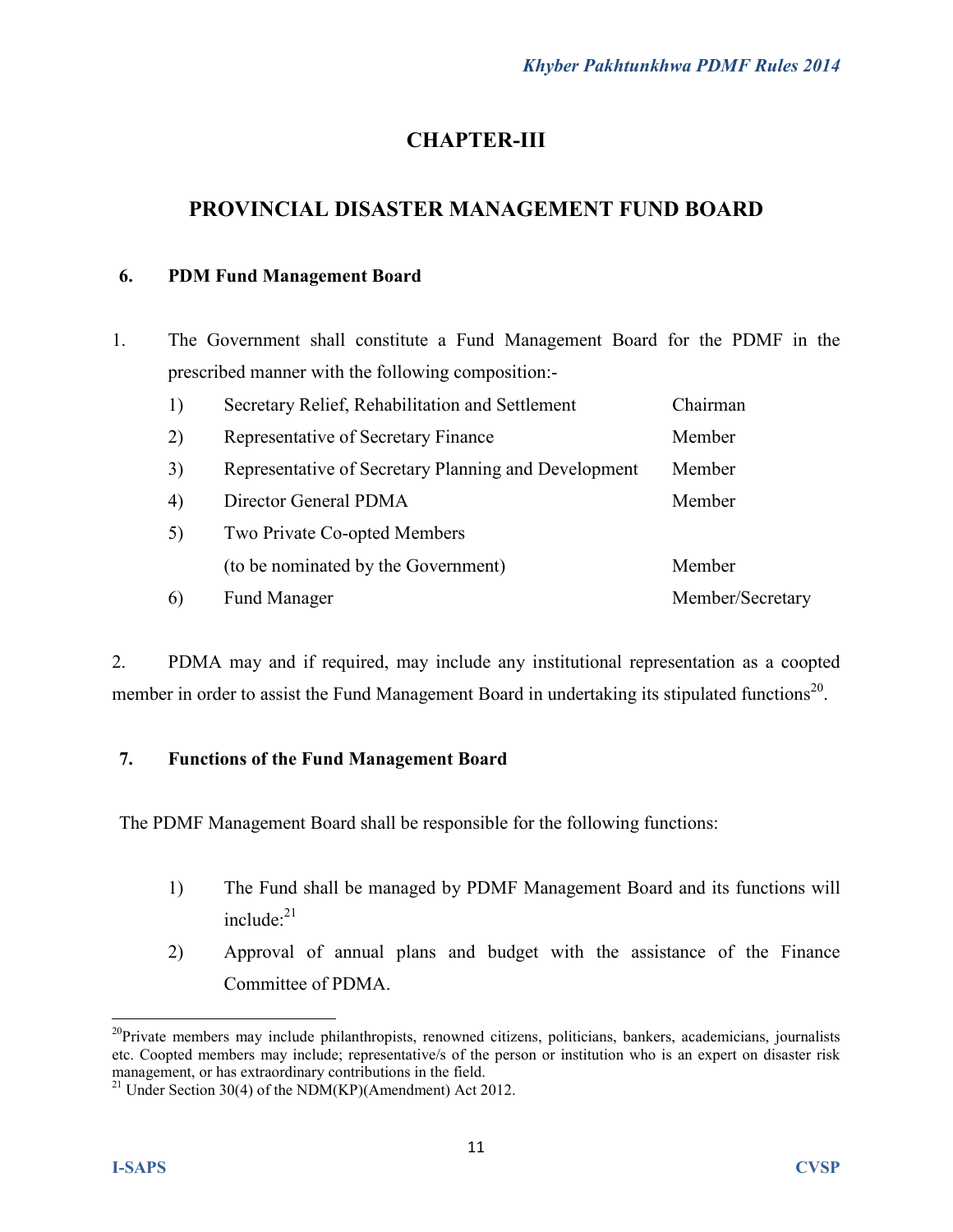# CHAPTER-III

## PROVINCIAL DISASTER MANAGEMENT FUND BOARD

### 6. PDM Fund Management Board

1. The Government shall constitute a Fund Management Board for the PDMF in the prescribed manner with the following composition:-

| | | |
|---|---|---|
| 1) | Secretary Relief, Rehabilitation and Settlement | Chairman |
| 2) | Representative of Secretary Finance | Member |
| 3) | Representative of Secretary Planning and Development | Member |
| 4) | Director General PDMA | Member |
| 5) | Two Private Co-opted Members (to be nominated by the Government) | Member |
| 6) | Fund Manager | Member/Secretary |

2. PDMA may and if required, may include any institutional representation as a coopted member in order to assist the Fund Management Board in undertaking its stipulated functions[20].

### 7. Functions of the Fund Management Board

The PDMF Management Board shall be responsible for the following functions:

1) The Fund shall be managed by PDMF Management Board and its functions will include:[21]

2) Approval of annual plans and budget with the assistance of the Finance Committee of PDMA.

---

[20] Private members may include philanthropists, renowned citizens, politicians, bankers, academicians, journalists etc. Coopted members may include; representative/s of the person or institution who is an expert on disaster risk management, or has extraordinary contributions in the field.

[21] Under Section 30(4) of the NDM(KP)(Amendment) Act 2012.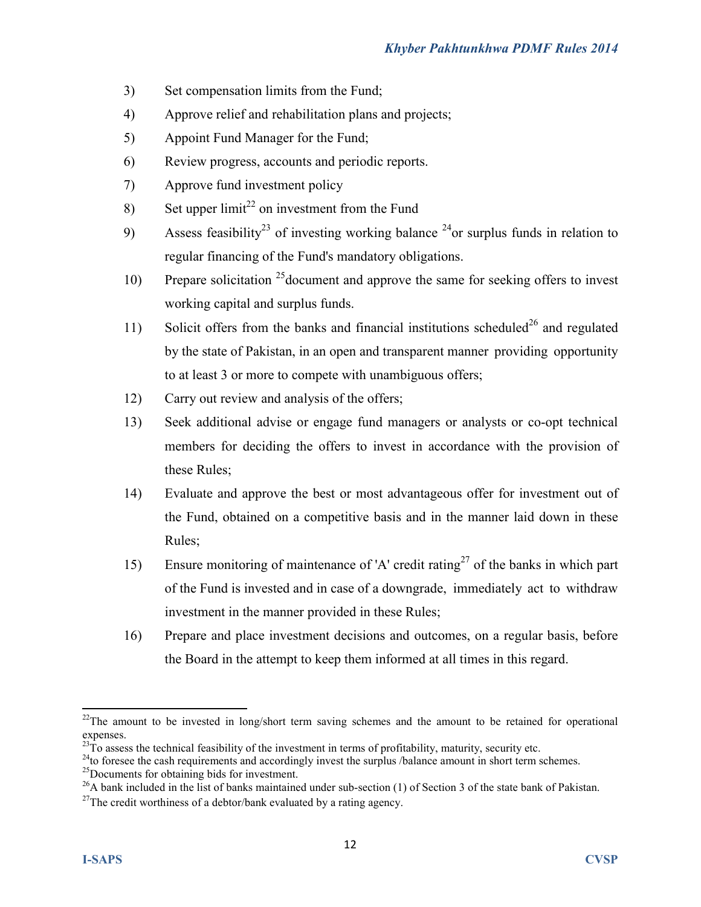3) Set compensation limits from the Fund;
4) Approve relief and rehabilitation plans and projects;
5) Appoint Fund Manager for the Fund;
6) Review progress, accounts and periodic reports.
7) Approve fund investment policy
8) Set upper limit[22] on investment from the Fund
9) Assess feasibility[23] of investing working balance [24]or surplus funds in relation to regular financing of the Fund's mandatory obligations.
10) Prepare solicitation [25]document and approve the same for seeking offers to invest working capital and surplus funds.
11) Solicit offers from the banks and financial institutions scheduled[26] and regulated by the state of Pakistan, in an open and transparent manner providing opportunity to at least 3 or more to compete with unambiguous offers;
12) Carry out review and analysis of the offers;
13) Seek additional advise or engage fund managers or analysts or co-opt technical members for deciding the offers to invest in accordance with the provision of these Rules;
14) Evaluate and approve the best or most advantageous offer for investment out of the Fund, obtained on a competitive basis and in the manner laid down in these Rules;
15) Ensure monitoring of maintenance of 'A' credit rating[27] of the banks in which part of the Fund is invested and in case of a downgrade, immediately act to withdraw investment in the manner provided in these Rules;
16) Prepare and place investment decisions and outcomes, on a regular basis, before the Board in the attempt to keep them informed at all times in this regard.

---

[22]The amount to be invested in long/short term saving schemes and the amount to be retained for operational expenses.

[23]To assess the technical feasibility of the investment in terms of profitability, maturity, security etc.

[24]to foresee the cash requirements and accordingly invest the surplus /balance amount in short term schemes.

[25]Documents for obtaining bids for investment.

[26]A bank included in the list of banks maintained under sub-section (1) of Section 3 of the state bank of Pakistan.

[27]The credit worthiness of a debtor/bank evaluated by a rating agency.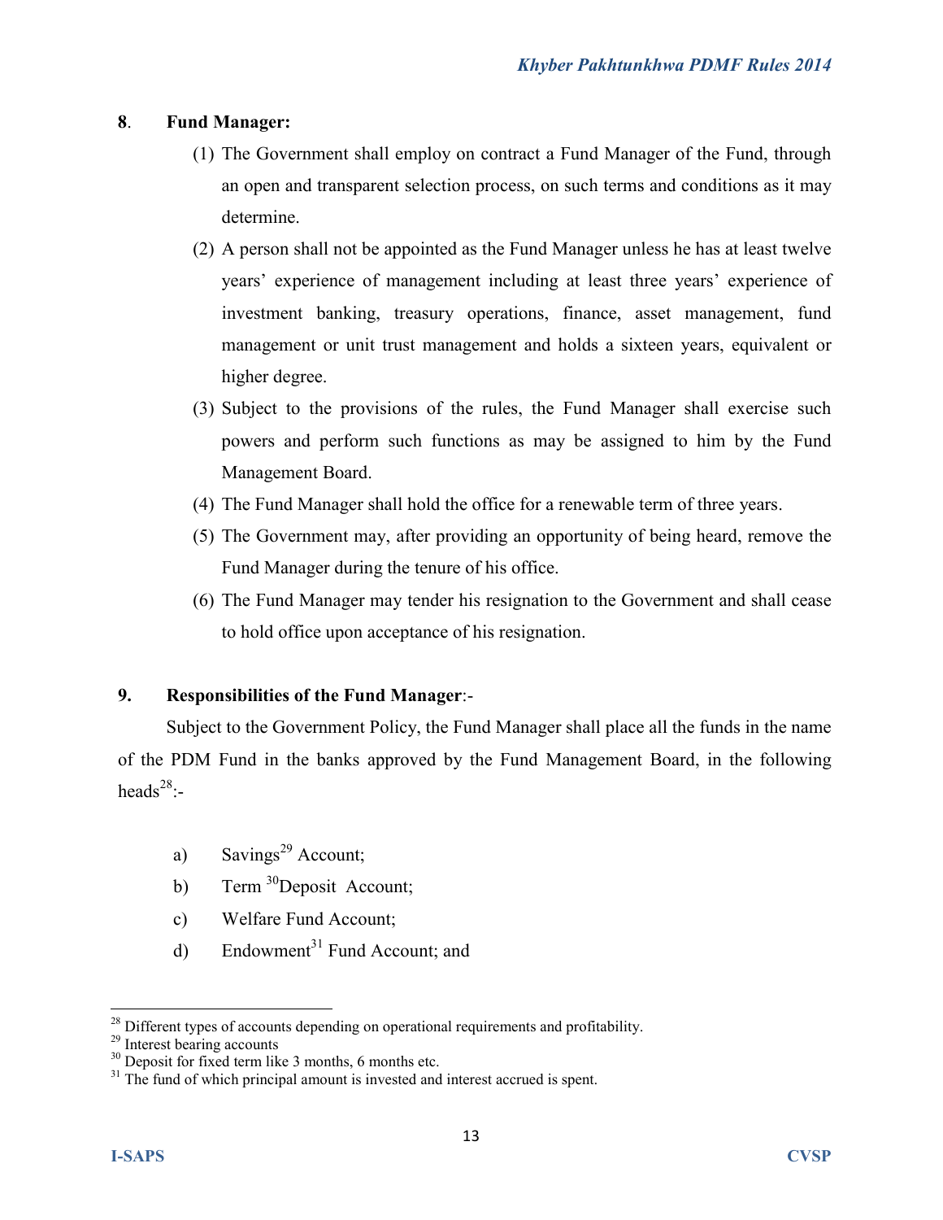**8. Fund Manager:**

(1) The Government shall employ on contract a Fund Manager of the Fund, through an open and transparent selection process, on such terms and conditions as it may determine.

(2) A person shall not be appointed as the Fund Manager unless he has at least twelve years' experience of management including at least three years' experience of investment banking, treasury operations, finance, asset management, fund management or unit trust management and holds a sixteen years, equivalent or higher degree.

(3) Subject to the provisions of the rules, the Fund Manager shall exercise such powers and perform such functions as may be assigned to him by the Fund Management Board.

(4) The Fund Manager shall hold the office for a renewable term of three years.

(5) The Government may, after providing an opportunity of being heard, remove the Fund Manager during the tenure of his office.

(6) The Fund Manager may tender his resignation to the Government and shall cease to hold office upon acceptance of his resignation.

**9. Responsibilities of the Fund Manager**:-

Subject to the Government Policy, the Fund Manager shall place all the funds in the name of the PDM Fund in the banks approved by the Fund Management Board, in the following heads[28]:-

a) Savings[29] Account;

b) Term [30]Deposit Account;

c) Welfare Fund Account;

d) Endowment[31] Fund Account; and

---

[28] Different types of accounts depending on operational requirements and profitability.

[29] Interest bearing accounts

[30] Deposit for fixed term like 3 months, 6 months etc.

[31] The fund of which principal amount is invested and interest accrued is spent.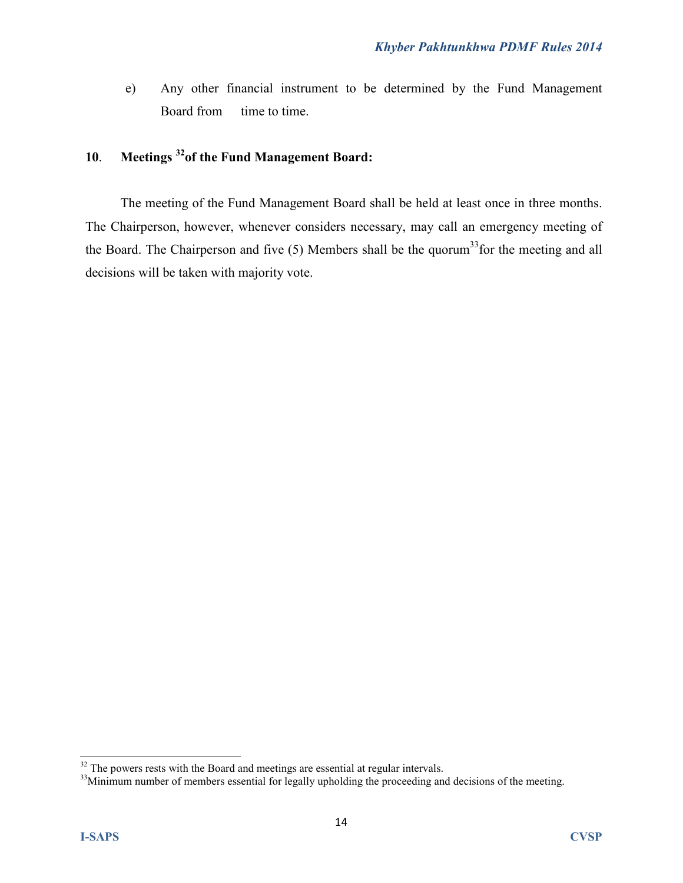e) Any other financial instrument to be determined by the Fund Management Board from time to time.

## 10. Meetings [32] of the Fund Management Board:

The meeting of the Fund Management Board shall be held at least once in three months. The Chairperson, however, whenever considers necessary, may call an emergency meeting of the Board. The Chairperson and five (5) Members shall be the quorum[33] for the meeting and all decisions will be taken with majority vote.

---

[32] The powers rests with the Board and meetings are essential at regular intervals.

[33] Minimum number of members essential for legally upholding the proceeding and decisions of the meeting.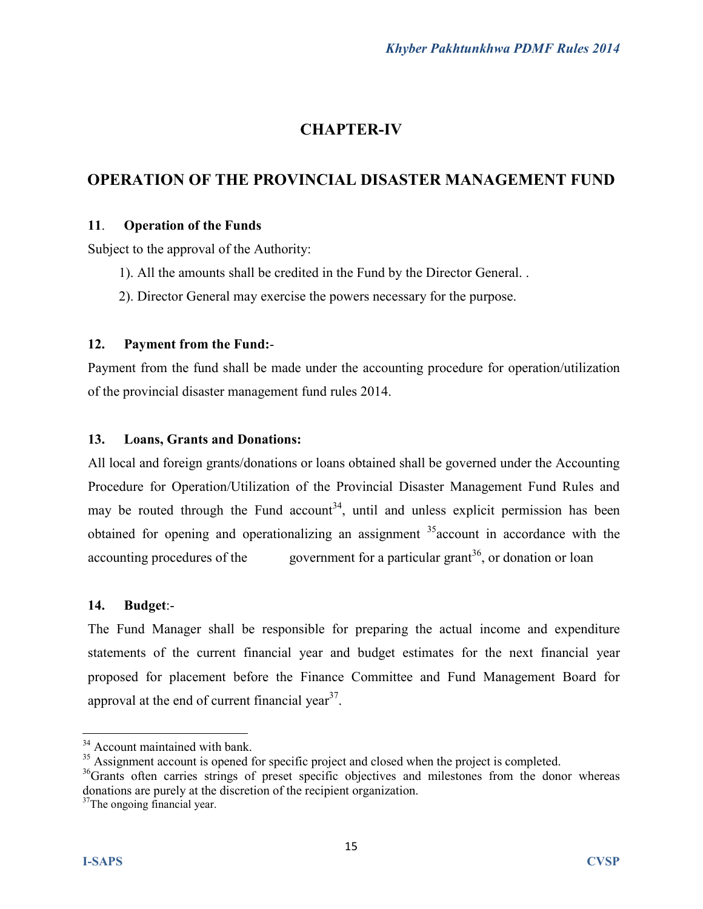## CHAPTER-IV

## OPERATION OF THE PROVINCIAL DISASTER MANAGEMENT FUND

**11. Operation of the Funds**

Subject to the approval of the Authority:

1). All the amounts shall be credited in the Fund by the Director General. .

2). Director General may exercise the powers necessary for the purpose.

**12. Payment from the Fund:**-

Payment from the fund shall be made under the accounting procedure for operation/utilization of the provincial disaster management fund rules 2014.

**13. Loans, Grants and Donations:**

All local and foreign grants/donations or loans obtained shall be governed under the Accounting Procedure for Operation/Utilization of the Provincial Disaster Management Fund Rules and may be routed through the Fund account[34], until and unless explicit permission has been obtained for opening and operationalizing an assignment [35]account in accordance with the accounting procedures of the government for a particular grant[36], or donation or loan

**14. Budget**:-

The Fund Manager shall be responsible for preparing the actual income and expenditure statements of the current financial year and budget estimates for the next financial year proposed for placement before the Finance Committee and Fund Management Board for approval at the end of current financial year[37].

---

[34] Account maintained with bank.

[35] Assignment account is opened for specific project and closed when the project is completed.

[36] Grants often carries strings of preset specific objectives and milestones from the donor whereas donations are purely at the discretion of the recipient organization.

[37] The ongoing financial year.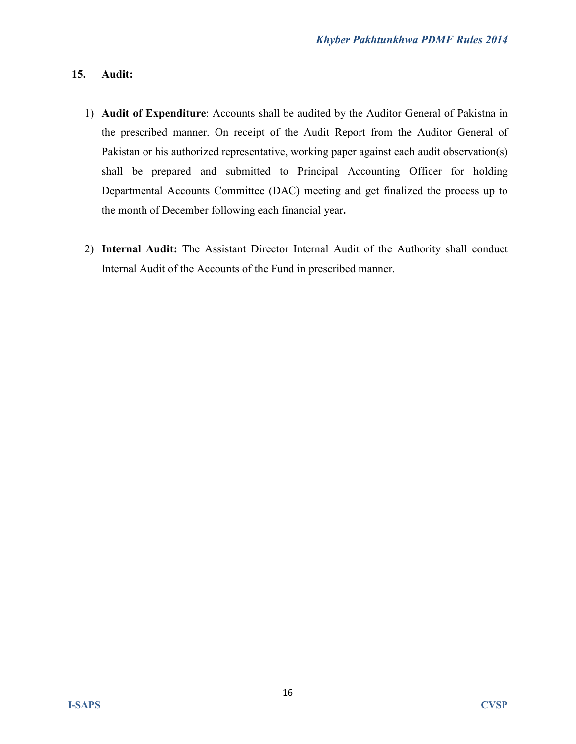## 15. Audit:

1) **Audit of Expenditure**: Accounts shall be audited by the Auditor General of Pakistna in the prescribed manner. On receipt of the Audit Report from the Auditor General of Pakistan or his authorized representative, working paper against each audit observation(s) shall be prepared and submitted to Principal Accounting Officer for holding Departmental Accounts Committee (DAC) meeting and get finalized the process up to the month of December following each financial year**.**

2) **Internal Audit:** The Assistant Director Internal Audit of the Authority shall conduct Internal Audit of the Accounts of the Fund in prescribed manner.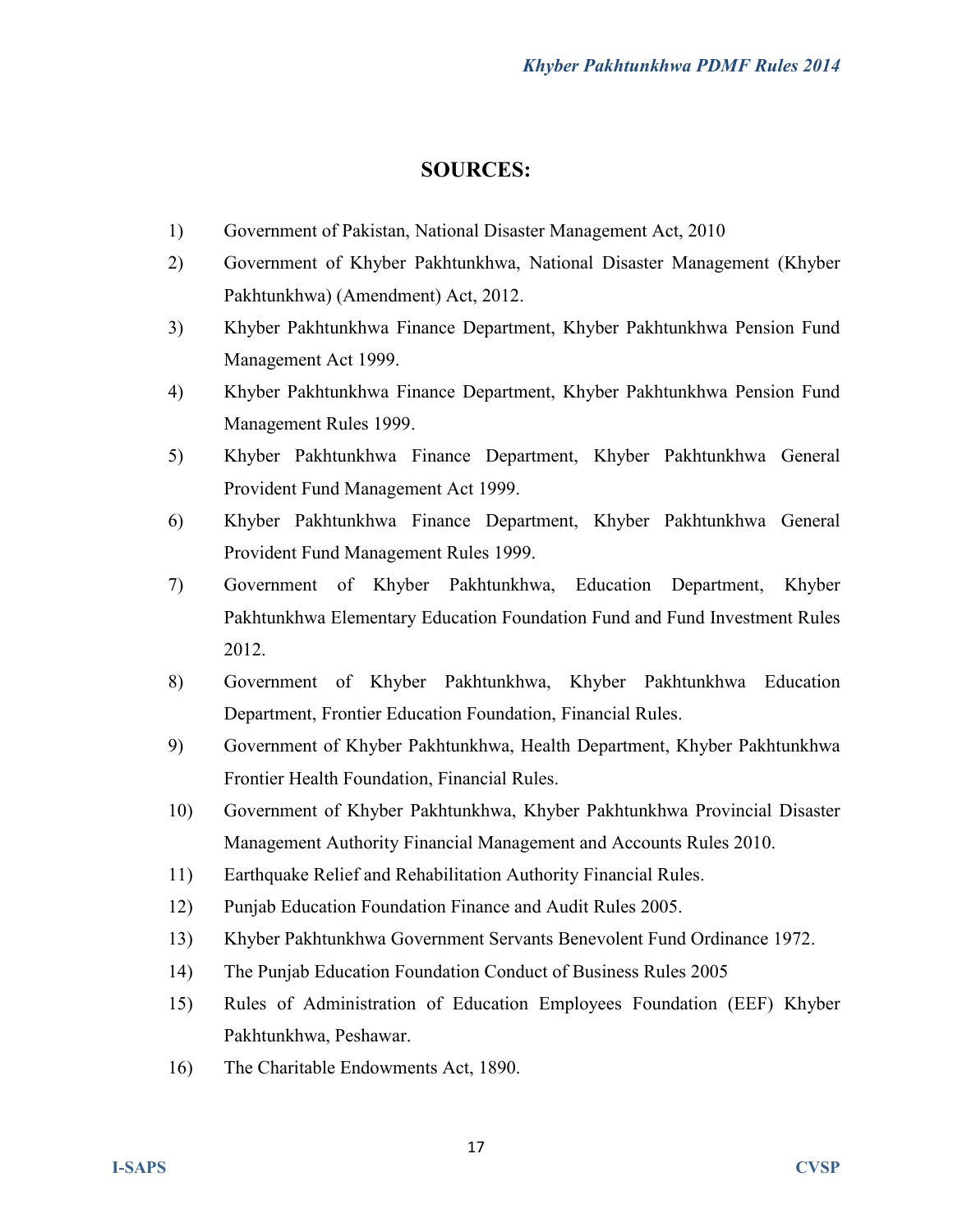## SOURCES:

1) Government of Pakistan, National Disaster Management Act, 2010
2) Government of Khyber Pakhtunkhwa, National Disaster Management (Khyber Pakhtunkhwa) (Amendment) Act, 2012.
3) Khyber Pakhtunkhwa Finance Department, Khyber Pakhtunkhwa Pension Fund Management Act 1999.
4) Khyber Pakhtunkhwa Finance Department, Khyber Pakhtunkhwa Pension Fund Management Rules 1999.
5) Khyber Pakhtunkhwa Finance Department, Khyber Pakhtunkhwa General Provident Fund Management Act 1999.
6) Khyber Pakhtunkhwa Finance Department, Khyber Pakhtunkhwa General Provident Fund Management Rules 1999.
7) Government of Khyber Pakhtunkhwa, Education Department, Khyber Pakhtunkhwa Elementary Education Foundation Fund and Fund Investment Rules 2012.
8) Government of Khyber Pakhtunkhwa, Khyber Pakhtunkhwa Education Department, Frontier Education Foundation, Financial Rules.
9) Government of Khyber Pakhtunkhwa, Health Department, Khyber Pakhtunkhwa Frontier Health Foundation, Financial Rules.
10) Government of Khyber Pakhtunkhwa, Khyber Pakhtunkhwa Provincial Disaster Management Authority Financial Management and Accounts Rules 2010.
11) Earthquake Relief and Rehabilitation Authority Financial Rules.
12) Punjab Education Foundation Finance and Audit Rules 2005.
13) Khyber Pakhtunkhwa Government Servants Benevolent Fund Ordinance 1972.
14) The Punjab Education Foundation Conduct of Business Rules 2005
15) Rules of Administration of Education Employees Foundation (EEF) Khyber Pakhtunkhwa, Peshawar.
16) The Charitable Endowments Act, 1890.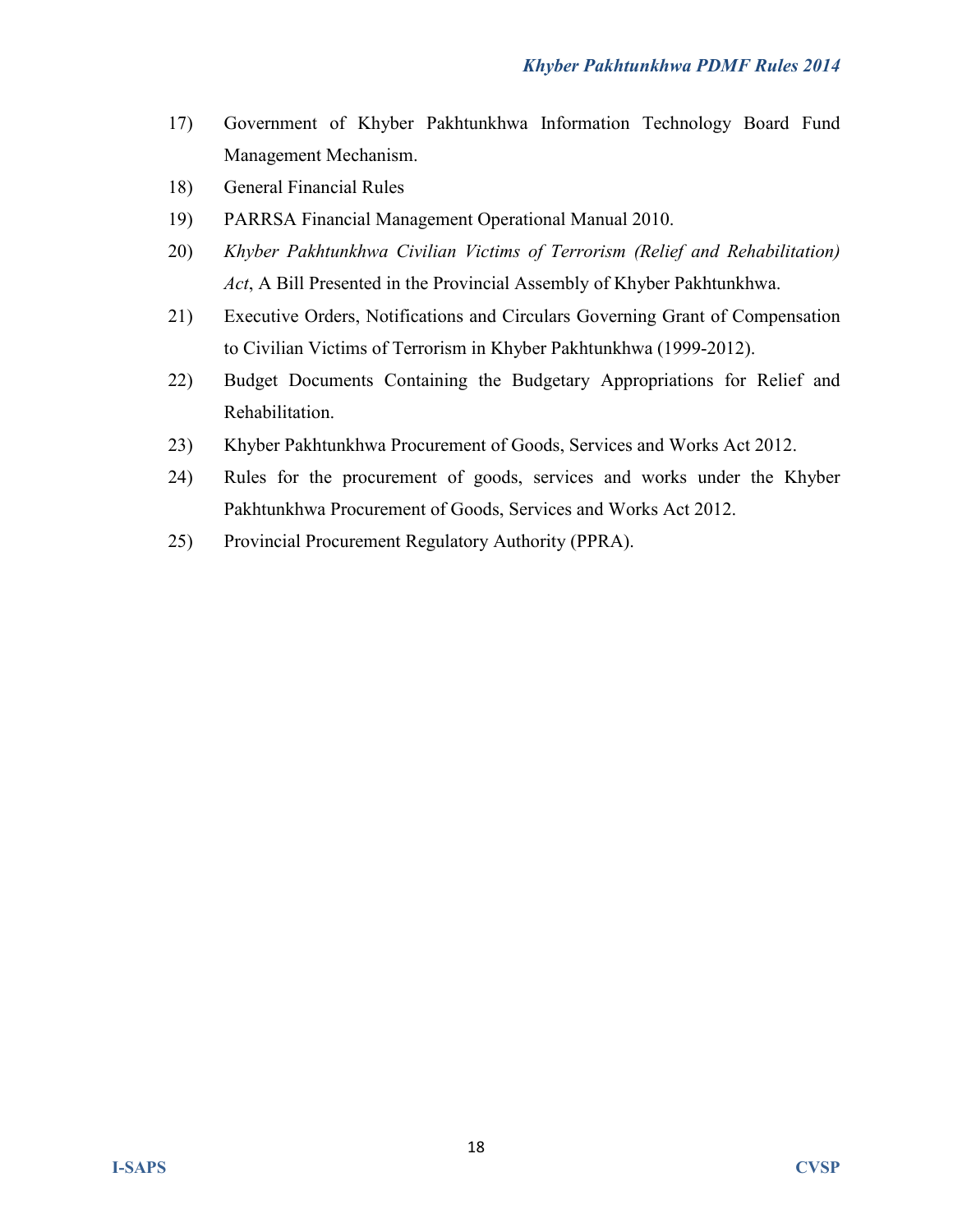17) Government of Khyber Pakhtunkhwa Information Technology Board Fund Management Mechanism.

18) General Financial Rules

19) PARRSA Financial Management Operational Manual 2010.

20) *Khyber Pakhtunkhwa Civilian Victims of Terrorism (Relief and Rehabilitation) Act*, A Bill Presented in the Provincial Assembly of Khyber Pakhtunkhwa.

21) Executive Orders, Notifications and Circulars Governing Grant of Compensation to Civilian Victims of Terrorism in Khyber Pakhtunkhwa (1999-2012).

22) Budget Documents Containing the Budgetary Appropriations for Relief and Rehabilitation.

23) Khyber Pakhtunkhwa Procurement of Goods, Services and Works Act 2012.

24) Rules for the procurement of goods, services and works under the Khyber Pakhtunkhwa Procurement of Goods, Services and Works Act 2012.

25) Provincial Procurement Regulatory Authority (PPRA).